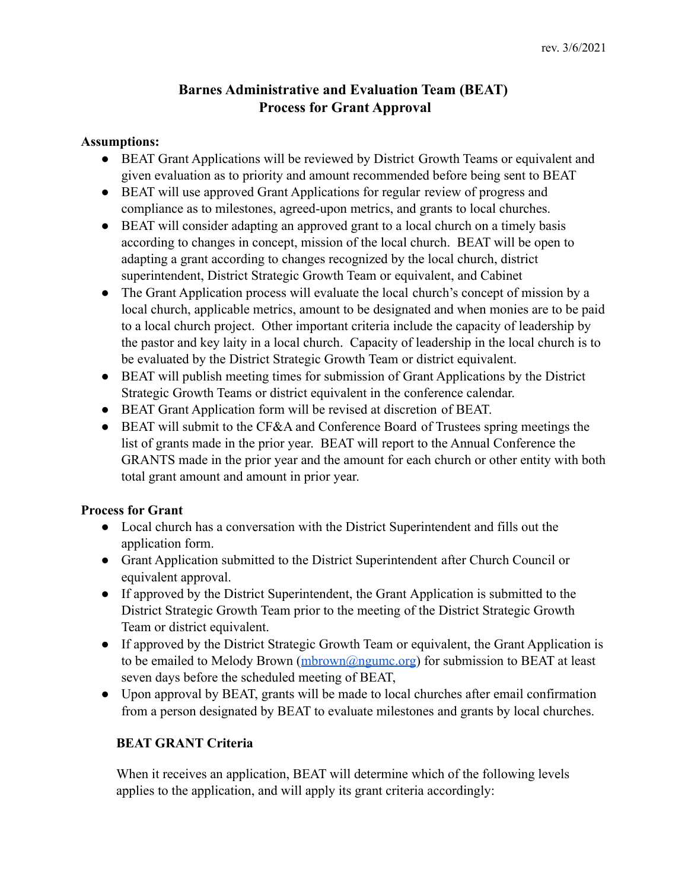rev. 3/6/2021

# Barnes Administrative and Evaluation Team (BEAT)
# Process for Grant Approval

**Assumptions:**

- BEAT Grant Applications will be reviewed by District Growth Teams or equivalent and given evaluation as to priority and amount recommended before being sent to BEAT
- BEAT will use approved Grant Applications for regular review of progress and compliance as to milestones, agreed-upon metrics, and grants to local churches.
- BEAT will consider adapting an approved grant to a local church on a timely basis according to changes in concept, mission of the local church. BEAT will be open to adapting a grant according to changes recognized by the local church, district superintendent, District Strategic Growth Team or equivalent, and Cabinet
- The Grant Application process will evaluate the local church's concept of mission by a local church, applicable metrics, amount to be designated and when monies are to be paid to a local church project. Other important criteria include the capacity of leadership by the pastor and key laity in a local church. Capacity of leadership in the local church is to be evaluated by the District Strategic Growth Team or district equivalent.
- BEAT will publish meeting times for submission of Grant Applications by the District Strategic Growth Teams or district equivalent in the conference calendar.
- BEAT Grant Application form will be revised at discretion of BEAT.
- BEAT will submit to the CF&A and Conference Board of Trustees spring meetings the list of grants made in the prior year. BEAT will report to the Annual Conference the GRANTS made in the prior year and the amount for each church or other entity with both total grant amount and amount in prior year.

**Process for Grant**

- Local church has a conversation with the District Superintendent and fills out the application form.
- Grant Application submitted to the District Superintendent after Church Council or equivalent approval.
- If approved by the District Superintendent, the Grant Application is submitted to the District Strategic Growth Team prior to the meeting of the District Strategic Growth Team or district equivalent.
- If approved by the District Strategic Growth Team or equivalent, the Grant Application is to be emailed to Melody Brown (mbrown@ngumc.org) for submission to BEAT at least seven days before the scheduled meeting of BEAT,
- Upon approval by BEAT, grants will be made to local churches after email confirmation from a person designated by BEAT to evaluate milestones and grants by local churches.

**BEAT GRANT Criteria**

When it receives an application, BEAT will determine which of the following levels applies to the application, and will apply its grant criteria accordingly: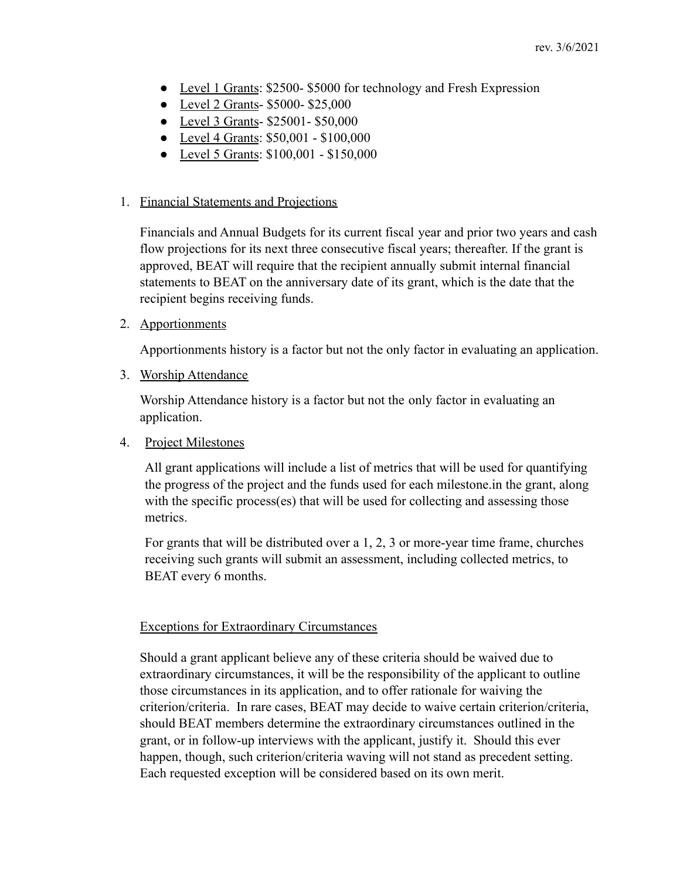- Level 1 Grants: \$2500- \$5000 for technology and Fresh Expression
- Level 2 Grants- \$5000- \$25,000
- Level 3 Grants- \$25001- \$50,000
- Level 4 Grants: \$50,001 - \$100,000
- Level 5 Grants: \$100,001 - \$150,000

1. Financial Statements and Projections

   Financials and Annual Budgets for its current fiscal year and prior two years and cash flow projections for its next three consecutive fiscal years; thereafter. If the grant is approved, BEAT will require that the recipient annually submit internal financial statements to BEAT on the anniversary date of its grant, which is the date that the recipient begins receiving funds.

2. Apportionments

   Apportionments history is a factor but not the only factor in evaluating an application.

3. Worship Attendance

   Worship Attendance history is a factor but not the only factor in evaluating an application.

4. Project Milestones

   All grant applications will include a list of metrics that will be used for quantifying the progress of the project and the funds used for each milestone.in the grant, along with the specific process(es) that will be used for collecting and assessing those metrics.

   For grants that will be distributed over a 1, 2, 3 or more-year time frame, churches receiving such grants will submit an assessment, including collected metrics, to BEAT every 6 months.

Exceptions for Extraordinary Circumstances

Should a grant applicant believe any of these criteria should be waived due to extraordinary circumstances, it will be the responsibility of the applicant to outline those circumstances in its application, and to offer rationale for waiving the criterion/criteria. In rare cases, BEAT may decide to waive certain criterion/criteria, should BEAT members determine the extraordinary circumstances outlined in the grant, or in follow-up interviews with the applicant, justify it. Should this ever happen, though, such criterion/criteria waving will not stand as precedent setting. Each requested exception will be considered based on its own merit.